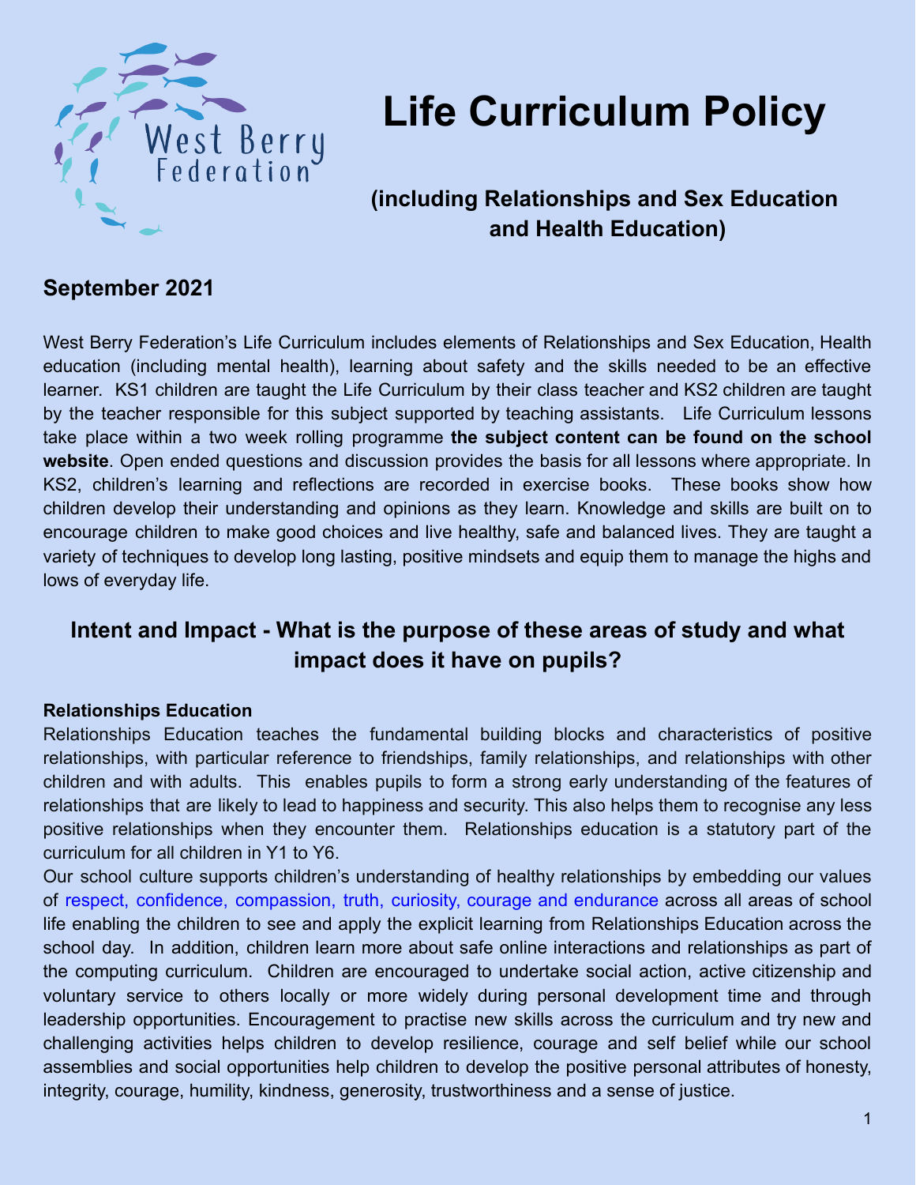West Berry Federation

# Life Curriculum Policy

## (including Relationships and Sex Education and Health Education)

### September 2021

West Berry Federation's Life Curriculum includes elements of Relationships and Sex Education, Health education (including mental health), learning about safety and the skills needed to be an effective learner. KS1 children are taught the Life Curriculum by their class teacher and KS2 children are taught by the teacher responsible for this subject supported by teaching assistants. Life Curriculum lessons take place within a two week rolling programme **the subject content can be found on the school website**. Open ended questions and discussion provides the basis for all lessons where appropriate. In KS2, children's learning and reflections are recorded in exercise books. These books show how children develop their understanding and opinions as they learn. Knowledge and skills are built on to encourage children to make good choices and live healthy, safe and balanced lives. They are taught a variety of techniques to develop long lasting, positive mindsets and equip them to manage the highs and lows of everyday life.

## Intent and Impact - What is the purpose of these areas of study and what impact does it have on pupils?

**Relationships Education**

Relationships Education teaches the fundamental building blocks and characteristics of positive relationships, with particular reference to friendships, family relationships, and relationships with other children and with adults. This enables pupils to form a strong early understanding of the features of relationships that are likely to lead to happiness and security. This also helps them to recognise any less positive relationships when they encounter them. Relationships education is a statutory part of the curriculum for all children in Y1 to Y6.

Our school culture supports children's understanding of healthy relationships by embedding our values of respect, confidence, compassion, truth, curiosity, courage and endurance across all areas of school life enabling the children to see and apply the explicit learning from Relationships Education across the school day. In addition, children learn more about safe online interactions and relationships as part of the computing curriculum. Children are encouraged to undertake social action, active citizenship and voluntary service to others locally or more widely during personal development time and through leadership opportunities. Encouragement to practise new skills across the curriculum and try new and challenging activities helps children to develop resilience, courage and self belief while our school assemblies and social opportunities help children to develop the positive personal attributes of honesty, integrity, courage, humility, kindness, generosity, trustworthiness and a sense of justice.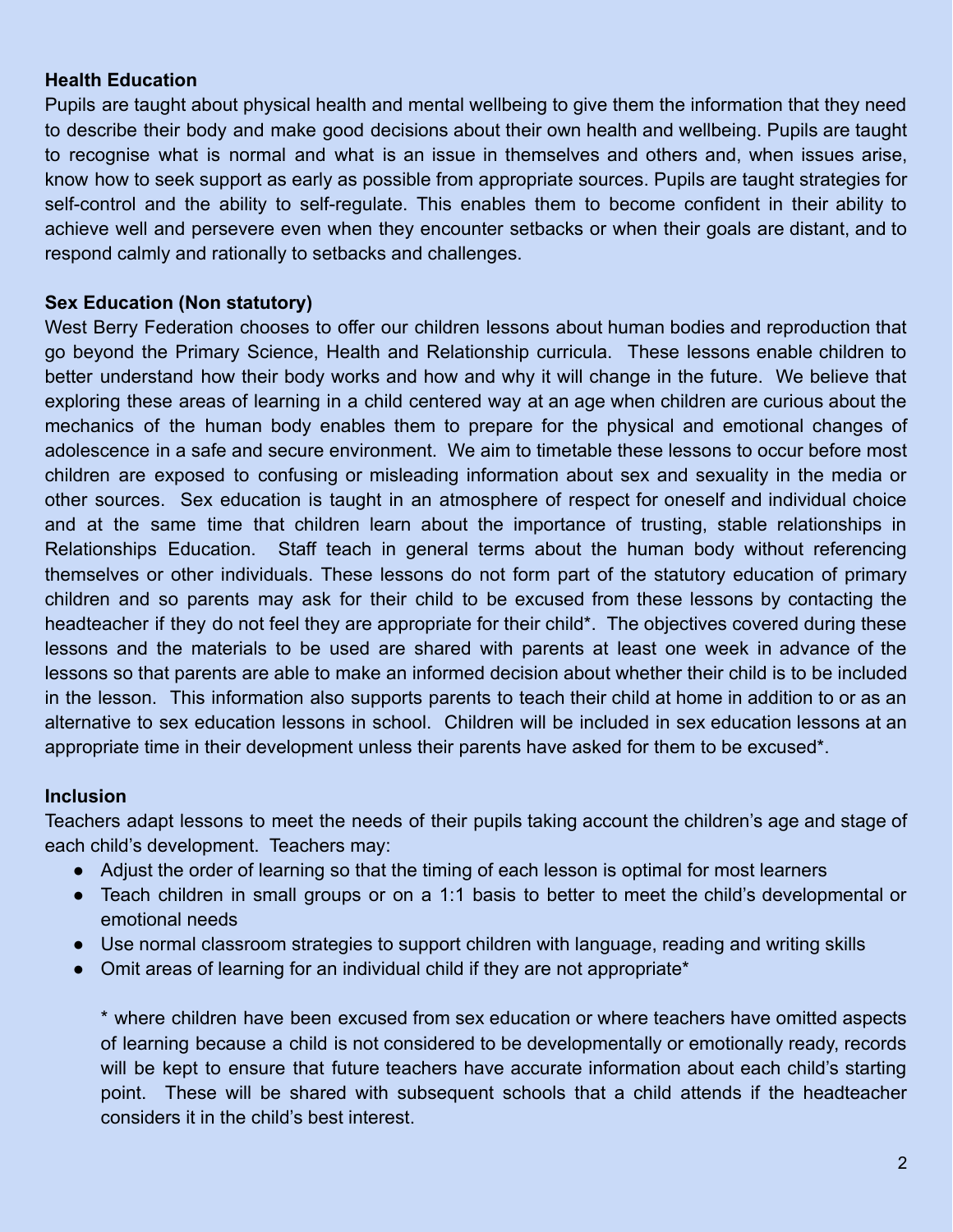**Health Education**

Pupils are taught about physical health and mental wellbeing to give them the information that they need to describe their body and make good decisions about their own health and wellbeing. Pupils are taught to recognise what is normal and what is an issue in themselves and others and, when issues arise, know how to seek support as early as possible from appropriate sources. Pupils are taught strategies for self-control and the ability to self-regulate. This enables them to become confident in their ability to achieve well and persevere even when they encounter setbacks or when their goals are distant, and to respond calmly and rationally to setbacks and challenges.

**Sex Education (Non statutory)**

West Berry Federation chooses to offer our children lessons about human bodies and reproduction that go beyond the Primary Science, Health and Relationship curricula. These lessons enable children to better understand how their body works and how and why it will change in the future. We believe that exploring these areas of learning in a child centered way at an age when children are curious about the mechanics of the human body enables them to prepare for the physical and emotional changes of adolescence in a safe and secure environment. We aim to timetable these lessons to occur before most children are exposed to confusing or misleading information about sex and sexuality in the media or other sources. Sex education is taught in an atmosphere of respect for oneself and individual choice and at the same time that children learn about the importance of trusting, stable relationships in Relationships Education. Staff teach in general terms about the human body without referencing themselves or other individuals. These lessons do not form part of the statutory education of primary children and so parents may ask for their child to be excused from these lessons by contacting the headteacher if they do not feel they are appropriate for their child*. The objectives covered during these lessons and the materials to be used are shared with parents at least one week in advance of the lessons so that parents are able to make an informed decision about whether their child is to be included in the lesson. This information also supports parents to teach their child at home in addition to or as an alternative to sex education lessons in school. Children will be included in sex education lessons at an appropriate time in their development unless their parents have asked for them to be excused*.

**Inclusion**

Teachers adapt lessons to meet the needs of their pupils taking account the children's age and stage of each child's development. Teachers may:

- Adjust the order of learning so that the timing of each lesson is optimal for most learners
- Teach children in small groups or on a 1:1 basis to better to meet the child's developmental or emotional needs
- Use normal classroom strategies to support children with language, reading and writing skills
- Omit areas of learning for an individual child if they are not appropriate*

  * where children have been excused from sex education or where teachers have omitted aspects of learning because a child is not considered to be developmentally or emotionally ready, records will be kept to ensure that future teachers have accurate information about each child's starting point. These will be shared with subsequent schools that a child attends if the headteacher considers it in the child's best interest.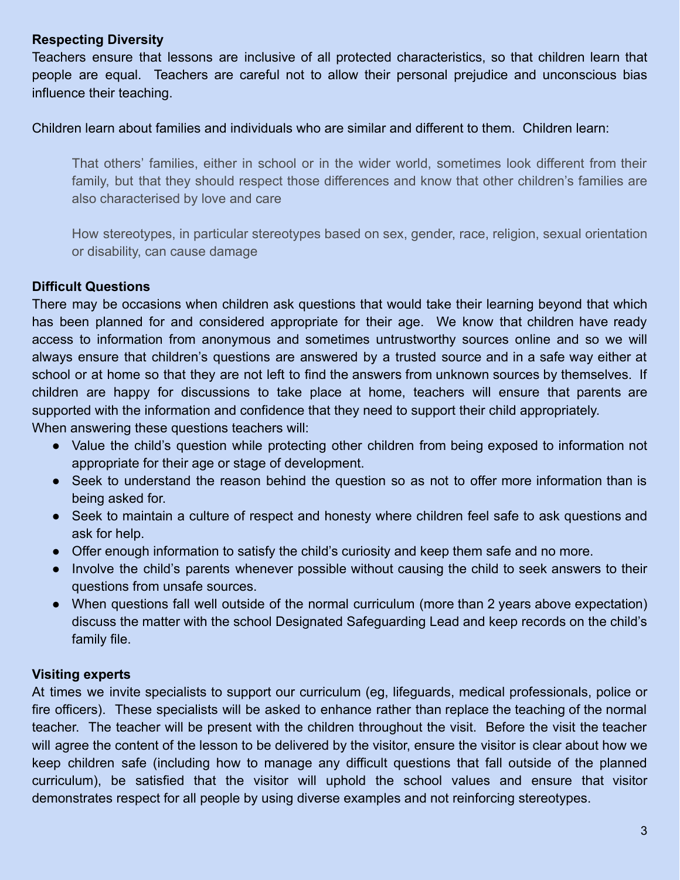**Respecting Diversity**

Teachers ensure that lessons are inclusive of all protected characteristics, so that children learn that people are equal. Teachers are careful not to allow their personal prejudice and unconscious bias influence their teaching.

Children learn about families and individuals who are similar and different to them. Children learn:

> That others' families, either in school or in the wider world, sometimes look different from their family, but that they should respect those differences and know that other children's families are also characterised by love and care
>
> How stereotypes, in particular stereotypes based on sex, gender, race, religion, sexual orientation or disability, can cause damage

**Difficult Questions**

There may be occasions when children ask questions that would take their learning beyond that which has been planned for and considered appropriate for their age. We know that children have ready access to information from anonymous and sometimes untrustworthy sources online and so we will always ensure that children's questions are answered by a trusted source and in a safe way either at school or at home so that they are not left to find the answers from unknown sources by themselves. If children are happy for discussions to take place at home, teachers will ensure that parents are supported with the information and confidence that they need to support their child appropriately.
When answering these questions teachers will:

- Value the child's question while protecting other children from being exposed to information not appropriate for their age or stage of development.
- Seek to understand the reason behind the question so as not to offer more information than is being asked for.
- Seek to maintain a culture of respect and honesty where children feel safe to ask questions and ask for help.
- Offer enough information to satisfy the child's curiosity and keep them safe and no more.
- Involve the child's parents whenever possible without causing the child to seek answers to their questions from unsafe sources.
- When questions fall well outside of the normal curriculum (more than 2 years above expectation) discuss the matter with the school Designated Safeguarding Lead and keep records on the child's family file.

**Visiting experts**

At times we invite specialists to support our curriculum (eg, lifeguards, medical professionals, police or fire officers). These specialists will be asked to enhance rather than replace the teaching of the normal teacher. The teacher will be present with the children throughout the visit. Before the visit the teacher will agree the content of the lesson to be delivered by the visitor, ensure the visitor is clear about how we keep children safe (including how to manage any difficult questions that fall outside of the planned curriculum), be satisfied that the visitor will uphold the school values and ensure that visitor demonstrates respect for all people by using diverse examples and not reinforcing stereotypes.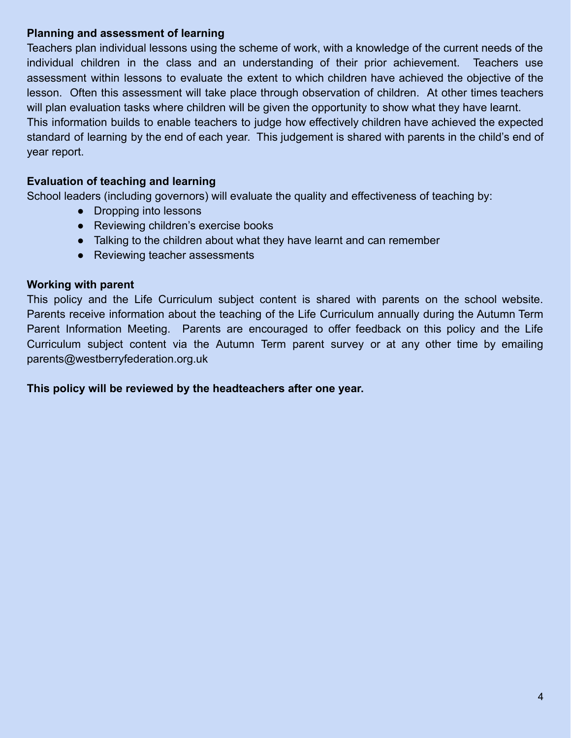**Planning and assessment of learning**

Teachers plan individual lessons using the scheme of work, with a knowledge of the current needs of the individual children in the class and an understanding of their prior achievement. Teachers use assessment within lessons to evaluate the extent to which children have achieved the objective of the lesson. Often this assessment will take place through observation of children. At other times teachers will plan evaluation tasks where children will be given the opportunity to show what they have learnt. This information builds to enable teachers to judge how effectively children have achieved the expected standard of learning by the end of each year. This judgement is shared with parents in the child's end of year report.

**Evaluation of teaching and learning**

School leaders (including governors) will evaluate the quality and effectiveness of teaching by:

- Dropping into lessons
- Reviewing children's exercise books
- Talking to the children about what they have learnt and can remember
- Reviewing teacher assessments

**Working with parent**

This policy and the Life Curriculum subject content is shared with parents on the school website. Parents receive information about the teaching of the Life Curriculum annually during the Autumn Term Parent Information Meeting. Parents are encouraged to offer feedback on this policy and the Life Curriculum subject content via the Autumn Term parent survey or at any other time by emailing parents@westberryfederation.org.uk

**This policy will be reviewed by the headteachers after one year.**